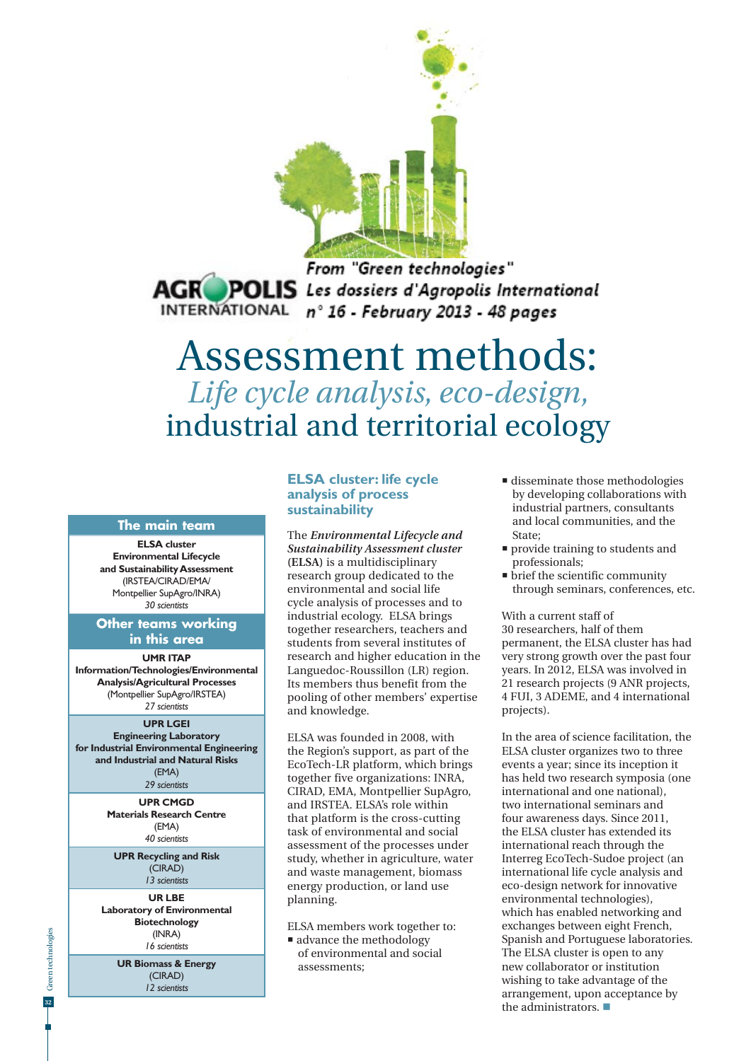From "Green technologies"
Les dossiers d'Agropolis International
n° 16 - February 2013 - 48 pages

# Assessment methods: *Life cycle analysis, eco-design,* industrial and territorial ecology

## The main team

**ELSA cluster**
**Environmental Lifecycle and Sustainability Assessment**
(IRSTEA/CIRAD/EMA/ Montpellier SupAgro/INRA)
*30 scientists*

## Other teams working in this area

**UMR ITAP**
**Information/Technologies/Environmental Analysis/Agricultural Processes**
(Montpellier SupAgro/IRSTEA)
*27 scientists*

**UPR LGEI**
**Engineering Laboratory for Industrial Environmental Engineering and Industrial and Natural Risks**
(EMA)
*29 scientists*

**UPR CMGD**
**Materials Research Centre**
(EMA)
*40 scientists*

**UPR Recycling and Risk**
(CIRAD)
*13 scientists*

**UR LBE**
**Laboratory of Environmental Biotechnology**
(INRA)
*16 scientists*

**UR Biomass & Energy**
(CIRAD)
*12 scientists*

## ELSA cluster: life cycle analysis of process sustainability

The ***Environmental Lifecycle and Sustainability Assessment cluster*** **(ELSA)** is a multidisciplinary research group dedicated to the environmental and social life cycle analysis of processes and to industrial ecology. ELSA brings together researchers, teachers and students from several institutes of research and higher education in the Languedoc-Roussillon (LR) region. Its members thus benefit from the pooling of other members' expertise and knowledge.

ELSA was founded in 2008, with the Region's support, as part of the EcoTech-LR platform, which brings together five organizations: INRA, CIRAD, EMA, Montpellier SupAgro, and IRSTEA. ELSA's role within that platform is the cross-cutting task of environmental and social assessment of the processes under study, whether in agriculture, water and waste management, biomass energy production, or land use planning.

ELSA members work together to:

- advance the methodology of environmental and social assessments;
- disseminate those methodologies by developing collaborations with industrial partners, consultants and local communities, and the State;
- provide training to students and professionals;
- brief the scientific community through seminars, conferences, etc.

With a current staff of 30 researchers, half of them permanent, the ELSA cluster has had very strong growth over the past four years. In 2012, ELSA was involved in 21 research projects (9 ANR projects, 4 FUI, 3 ADEME, and 4 international projects).

In the area of science facilitation, the ELSA cluster organizes two to three events a year; since its inception it has held two research symposia (one international and one national), two international seminars and four awareness days. Since 2011, the ELSA cluster has extended its international reach through the Interreg EcoTech-Sudoe project (an international life cycle analysis and eco-design network for innovative environmental technologies), which has enabled networking and exchanges between eight French, Spanish and Portuguese laboratories. The ELSA cluster is open to any new collaborator or institution wishing to take advantage of the arrangement, upon acceptance by the administrators.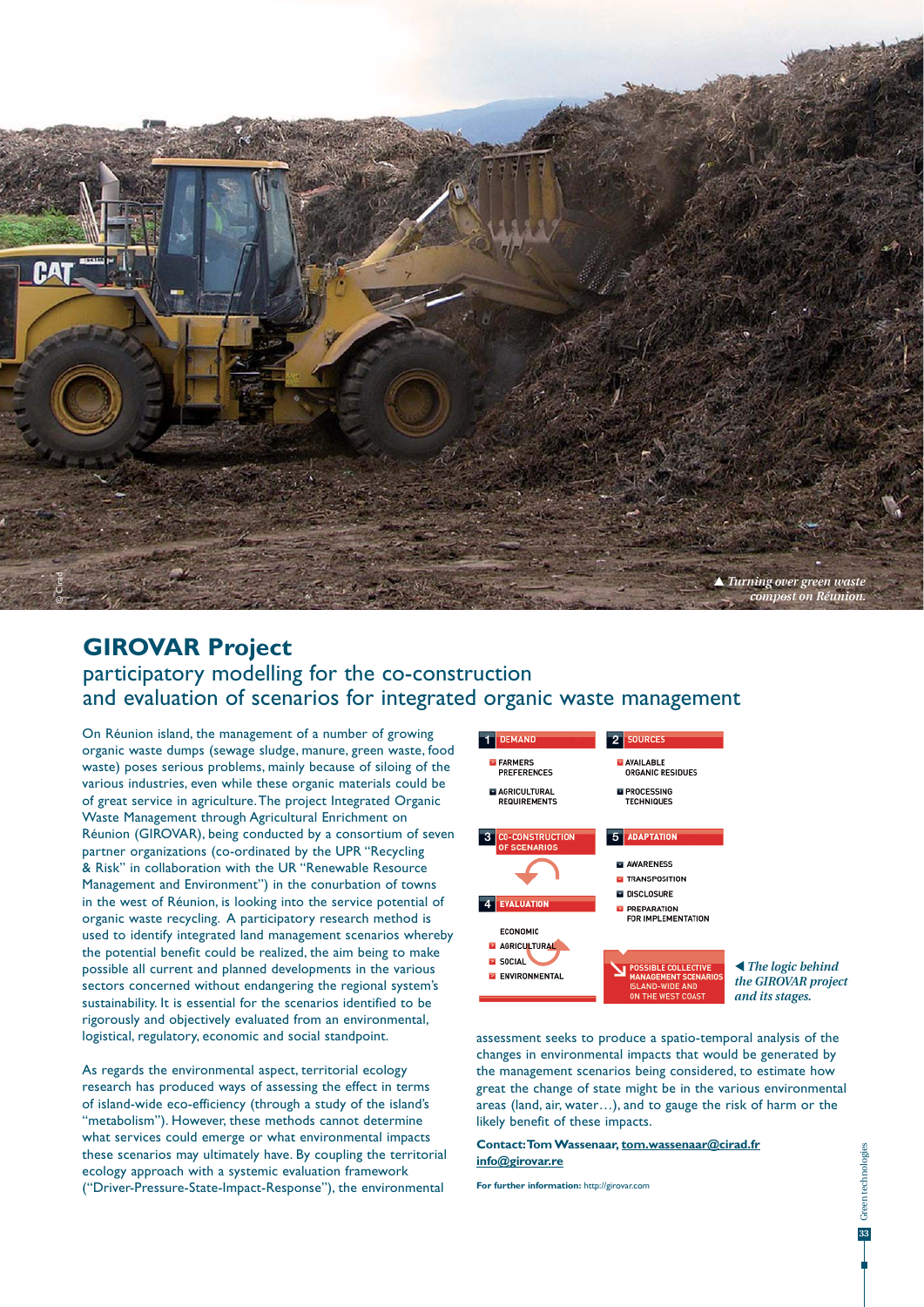▲ Turning over green waste compost on Réunion.

# GIROVAR Project

## participatory modelling for the co-construction and evaluation of scenarios for integrated organic waste management

On Réunion island, the management of a number of growing organic waste dumps (sewage sludge, manure, green waste, food waste) poses serious problems, mainly because of siloing of the various industries, even while these organic materials could be of great service in agriculture. The project Integrated Organic Waste Management through Agricultural Enrichment on Réunion (GIROVAR), being conducted by a consortium of seven partner organizations (co-ordinated by the UPR "Recycling & Risk" in collaboration with the UR "Renewable Resource Management and Environment") in the conurbation of towns in the west of Réunion, is looking into the service potential of organic waste recycling. A participatory research method is used to identify integrated land management scenarios whereby the potential benefit could be realized, the aim being to make possible all current and planned developments in the various sectors concerned without endangering the regional system's sustainability. It is essential for the scenarios identified to be rigorously and objectively evaluated from an environmental, logistical, regulatory, economic and social standpoint.

As regards the environmental aspect, territorial ecology research has produced ways of assessing the effect in terms of island-wide eco-efficiency (through a study of the island's "metabolism"). However, these methods cannot determine what services could emerge or what environmental impacts these scenarios may ultimately have. By coupling the territorial ecology approach with a systemic evaluation framework ("Driver-Pressure-State-Impact-Response"), the environmental assessment seeks to produce a spatio-temporal analysis of the changes in environmental impacts that would be generated by the management scenarios being considered, to estimate how great the change of state might be in the various environmental areas (land, air, water…), and to gauge the risk of harm or the likely benefit of these impacts.

1 DEMAND
- FARMERS PREFERENCES
- AGRICULTURAL REQUIREMENTS

2 SOURCES
- AVAILABLE ORGANIC RESIDUES
- PROCESSING TECHNIQUES

3 CO-CONSTRUCTION OF SCENARIOS

4 EVALUATION
- ECONOMIC
- AGRICULTURAL
- SOCIAL
- ENVIRONMENTAL

5 ADAPTATION
- AWARENESS
- TRANSPOSITION
- DISCLOSURE
- PREPARATION FOR IMPLEMENTATION

POSSIBLE COLLECTIVE MANAGEMENT SCENARIOS ISLAND-WIDE AND ON THE WEST COAST

◀ *The logic behind the GIROVAR project and its stages.*

**Contact: Tom Wassenaar, tom.wassenaar@cirad.fr**
**info@girovar.re**

**For further information:** http://girovar.com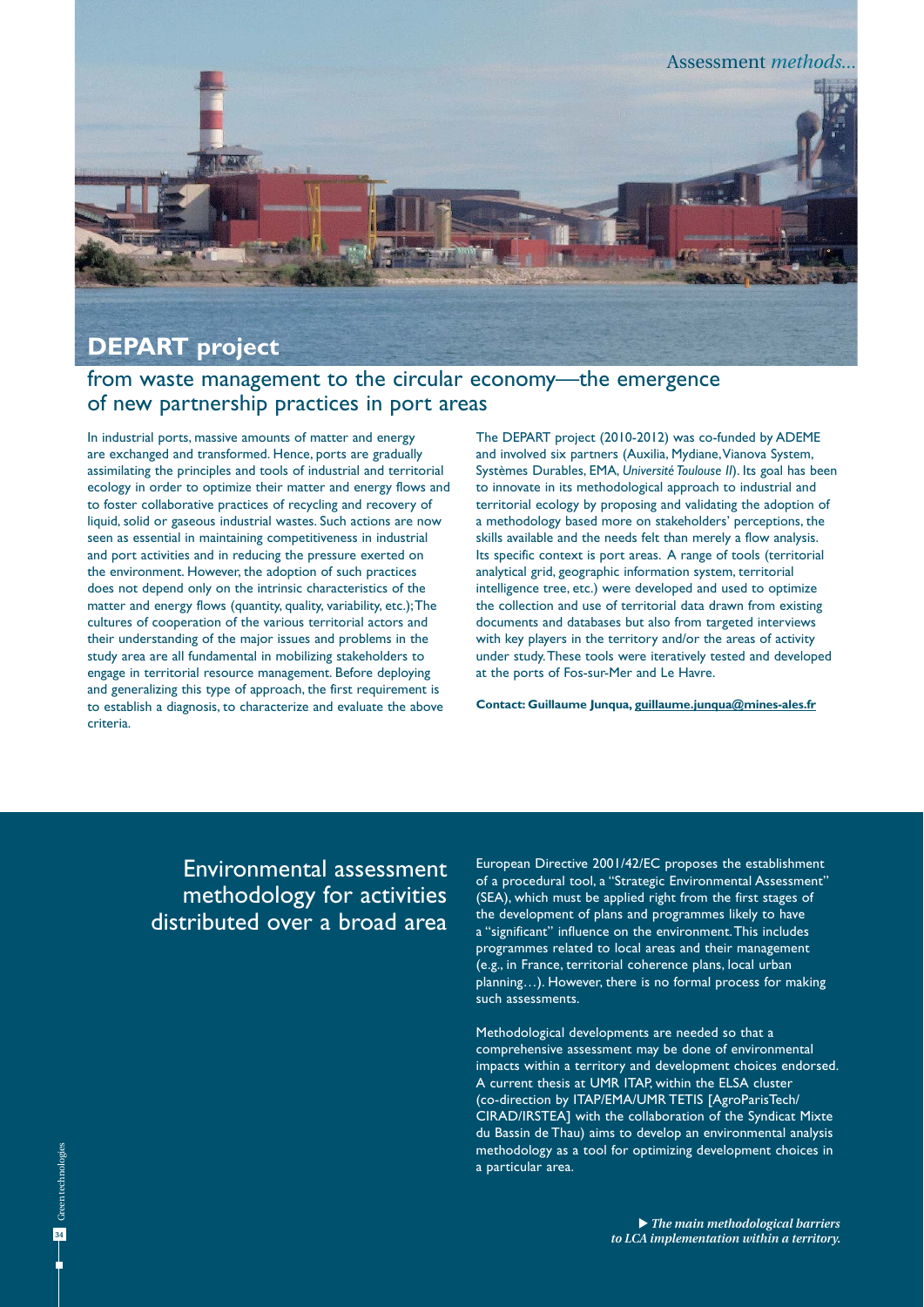# DEPART project

## from waste management to the circular economy—the emergence of new partnership practices in port areas

In industrial ports, massive amounts of matter and energy are exchanged and transformed. Hence, ports are gradually assimilating the principles and tools of industrial and territorial ecology in order to optimize their matter and energy flows and to foster collaborative practices of recycling and recovery of liquid, solid or gaseous industrial wastes. Such actions are now seen as essential in maintaining competitiveness in industrial and port activities and in reducing the pressure exerted on the environment. However, the adoption of such practices does not depend only on the intrinsic characteristics of the matter and energy flows (quantity, quality, variability, etc.); The cultures of cooperation of the various territorial actors and their understanding of the major issues and problems in the study area are all fundamental in mobilizing stakeholders to engage in territorial resource management. Before deploying and generalizing this type of approach, the first requirement is to establish a diagnosis, to characterize and evaluate the above criteria.

The DEPART project (2010-2012) was co-funded by ADEME and involved six partners (Auxilia, Mydiane, Vianova System, Systèmes Durables, EMA, *Université Toulouse II*). Its goal has been to innovate in its methodological approach to industrial and territorial ecology by proposing and validating the adoption of a methodology based more on stakeholders' perceptions, the skills available and the needs felt than merely a flow analysis. Its specific context is port areas. A range of tools (territorial analytical grid, geographic information system, territorial intelligence tree, etc.) were developed and used to optimize the collection and use of territorial data drawn from existing documents and databases but also from targeted interviews with key players in the territory and/or the areas of activity under study. These tools were iteratively tested and developed at the ports of Fos-sur-Mer and Le Havre.

**Contact: Guillaume Junqua, guillaume.junqua@mines-ales.fr**

## Environmental assessment methodology for activities distributed over a broad area

European Directive 2001/42/EC proposes the establishment of a procedural tool, a "Strategic Environmental Assessment" (SEA), which must be applied right from the first stages of the development of plans and programmes likely to have a "significant" influence on the environment. This includes programmes related to local areas and their management (e.g., in France, territorial coherence plans, local urban planning…). However, there is no formal process for making such assessments.

Methodological developments are needed so that a comprehensive assessment may be done of environmental impacts within a territory and development choices endorsed. A current thesis at UMR ITAP, within the ELSA cluster (co-direction by ITAP/EMA/UMR TETIS [AgroParisTech/CIRAD/IRSTEA] with the collaboration of the Syndicat Mixte du Bassin de Thau) aims to develop an environmental analysis methodology as a tool for optimizing development choices in a particular area.

▶ ***The main methodological barriers to LCA implementation within a territory.***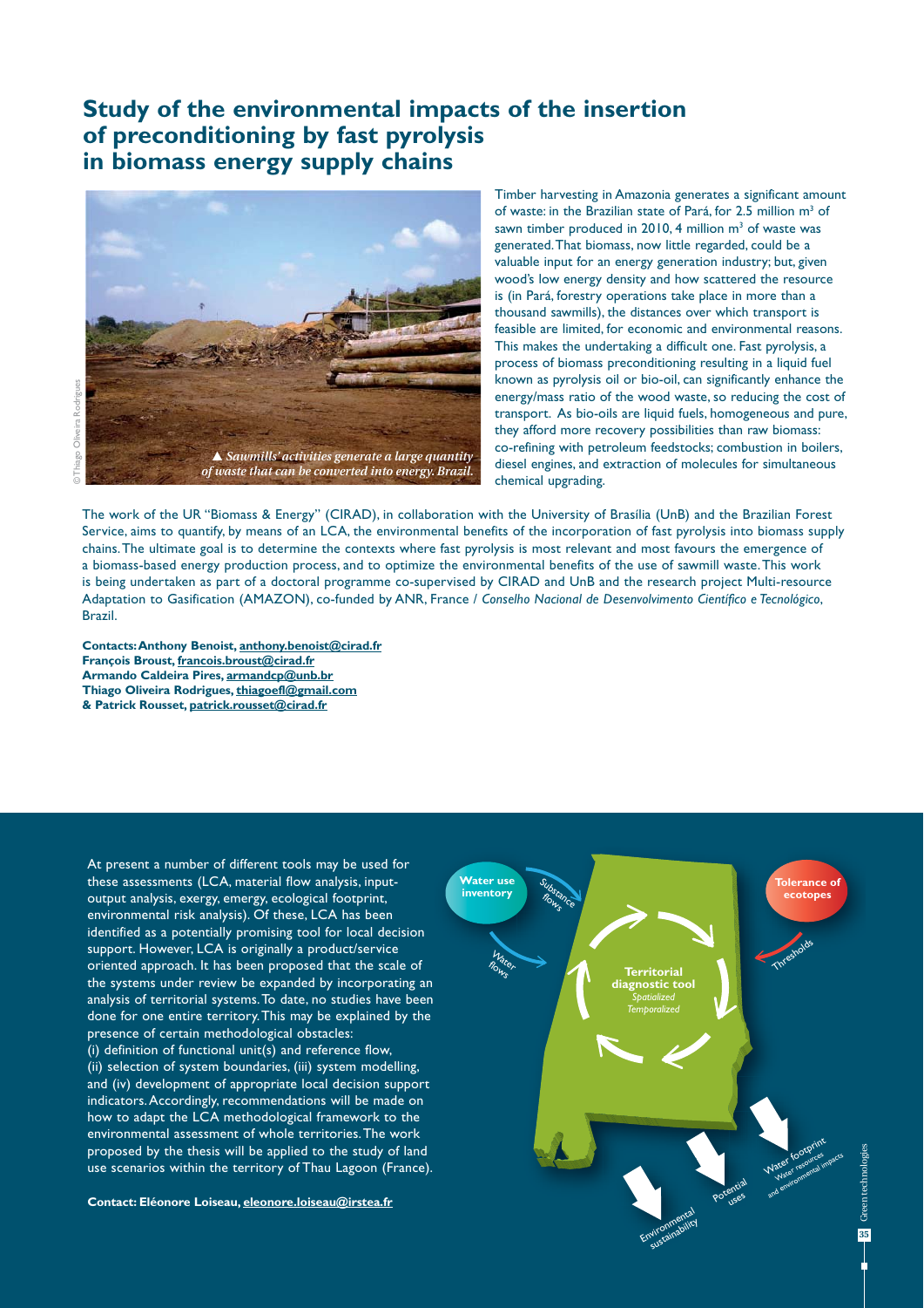# Study of the environmental impacts of the insertion of preconditioning by fast pyrolysis in biomass energy supply chains

▲ *Sawmills' activities generate a large quantity of waste that can be converted into energy. Brazil.*

© Thiago Oliveira Rodrigues

Timber harvesting in Amazonia generates a significant amount of waste: in the Brazilian state of Pará, for 2.5 million m$^3$ of sawn timber produced in 2010, 4 million m$^3$ of waste was generated. That biomass, now little regarded, could be a valuable input for an energy generation industry; but, given wood's low energy density and how scattered the resource is (in Pará, forestry operations take place in more than a thousand sawmills), the distances over which transport is feasible are limited, for economic and environmental reasons. This makes the undertaking a difficult one. Fast pyrolysis, a process of biomass preconditioning resulting in a liquid fuel known as pyrolysis oil or bio-oil, can significantly enhance the energy/mass ratio of the wood waste, so reducing the cost of transport. As bio-oils are liquid fuels, homogeneous and pure, they afford more recovery possibilities than raw biomass: co-refining with petroleum feedstocks; combustion in boilers, diesel engines, and extraction of molecules for simultaneous chemical upgrading.

The work of the UR "Biomass & Energy" (CIRAD), in collaboration with the University of Brasília (UnB) and the Brazilian Forest Service, aims to quantify, by means of an LCA, the environmental benefits of the incorporation of fast pyrolysis into biomass supply chains. The ultimate goal is to determine the contexts where fast pyrolysis is most relevant and most favours the emergence of a biomass-based energy production process, and to optimize the environmental benefits of the use of sawmill waste. This work is being undertaken as part of a doctoral programme co-supervised by CIRAD and UnB and the research project Multi-resource Adaptation to Gasification (AMAZON), co-funded by ANR, France / *Conselho Nacional de Desenvolvimento Científico e Tecnológico*, Brazil.

**Contacts: Anthony Benoist, anthony.benoist@cirad.fr**
**François Broust, francois.broust@cirad.fr**
**Armando Caldeira Pires, armandcp@unb.br**
**Thiago Oliveira Rodrigues, thiagoefl@gmail.com**
**& Patrick Rousset, patrick.rousset@cirad.fr**

At present a number of different tools may be used for these assessments (LCA, material flow analysis, input-output analysis, exergy, emergy, ecological footprint, environmental risk analysis). Of these, LCA has been identified as a potentially promising tool for local decision support. However, LCA is originally a product/service oriented approach. It has been proposed that the scale of the systems under review be expanded by incorporating an analysis of territorial systems. To date, no studies have been done for one entire territory. This may be explained by the presence of certain methodological obstacles:
(i) definition of functional unit(s) and reference flow, (ii) selection of system boundaries, (iii) system modelling, and (iv) development of appropriate local decision support indicators. Accordingly, recommendations will be made on how to adapt the LCA methodological framework to the environmental assessment of whole territories. The work proposed by the thesis will be applied to the study of land use scenarios within the territory of Thau Lagoon (France).

**Contact: Eléonore Loiseau, eleonore.loiseau@irstea.fr**

Water use inventory
Substance flows
Water flows
Tolerance of ecotopes
Thresholds
Territorial diagnostic tool
*Spatialized*
*Temporalized*
Environmental sustainability
Potential uses
Water footprint
Water resources and environmental impacts